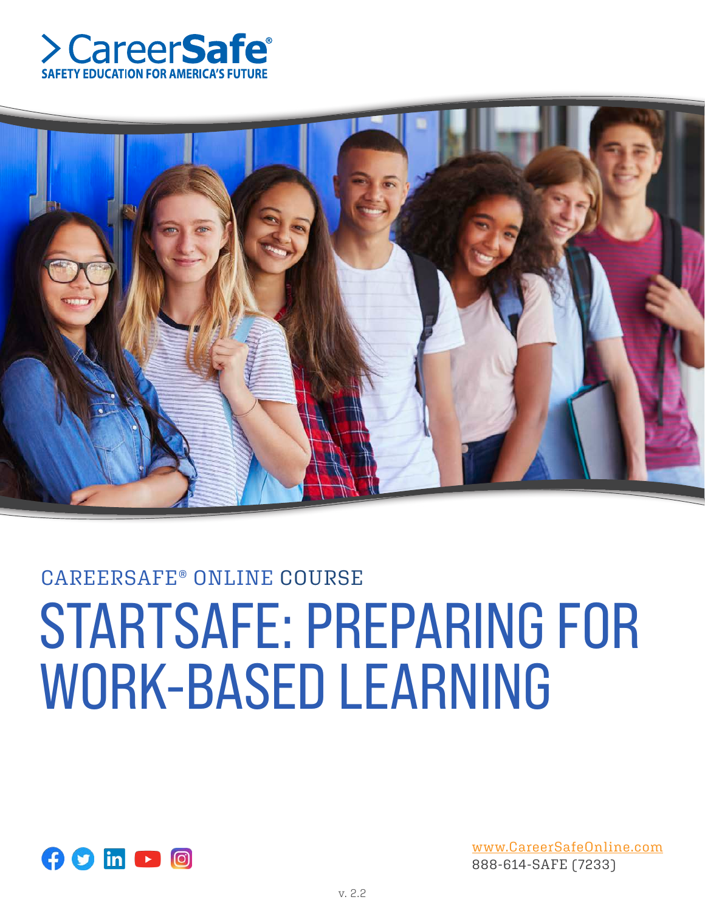> CareerSafe®

SAFETY EDUCATION FOR AMERICA'S FUTURE

CAREERSAFE® ONLINE COURSE

# STARTSAFE: PREPARING FOR WORK-BASED LEARNING

www.CareerSafeOnline.com

888-614-SAFE (7233)

v. 2.2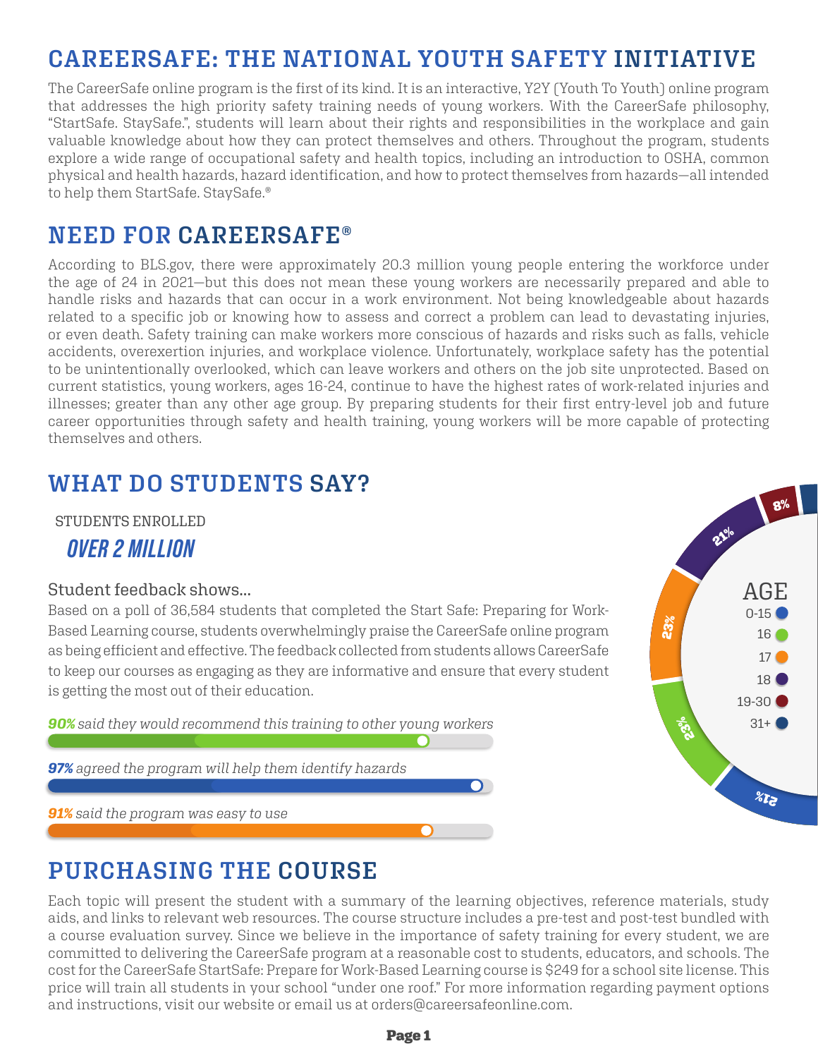# CAREERSAFE: THE NATIONAL YOUTH SAFETY INITIATIVE

The CareerSafe online program is the first of its kind. It is an interactive, Y2Y (Youth To Youth) online program that addresses the high priority safety training needs of young workers. With the CareerSafe philosophy, "StartSafe. StaySafe.", students will learn about their rights and responsibilities in the workplace and gain valuable knowledge about how they can protect themselves and others. Throughout the program, students explore a wide range of occupational safety and health topics, including an introduction to OSHA, common physical and health hazards, hazard identification, and how to protect themselves from hazards—all intended to help them StartSafe. StaySafe.®

# NEED FOR CAREERSAFE®

According to BLS.gov, there were approximately 20.3 million young people entering the workforce under the age of 24 in 2021—but this does not mean these young workers are necessarily prepared and able to handle risks and hazards that can occur in a work environment. Not being knowledgeable about hazards related to a specific job or knowing how to assess and correct a problem can lead to devastating injuries, or even death. Safety training can make workers more conscious of hazards and risks such as falls, vehicle accidents, overexertion injuries, and workplace violence. Unfortunately, workplace safety has the potential to be unintentionally overlooked, which can leave workers and others on the job site unprotected. Based on current statistics, young workers, ages 16-24, continue to have the highest rates of work-related injuries and illnesses; greater than any other age group. By preparing students for their first entry-level job and future career opportunities through safety and health training, young workers will be more capable of protecting themselves and others.

# WHAT DO STUDENTS SAY?

STUDENTS ENROLLED

***OVER 2 MILLION***

Student feedback shows...

Based on a poll of 36,584 students that completed the Start Safe: Preparing for Work-Based Learning course, students overwhelmingly praise the CareerSafe online program as being efficient and effective. The feedback collected from students allows CareerSafe to keep our courses as engaging as they are informative and ensure that every student is getting the most out of their education.

***90%*** *said they would recommend this training to other young workers*

***97%*** *agreed the program will help them identify hazards*

***91%*** *said the program was easy to use*

AGE

| Age | Percentage |
| --- | --- |
| 0-15 | |
| 16 | 23% |
| 17 | 23% |
| 18 | 21% |
| 19-30 | 8% |
| 31+ | |

21%

# PURCHASING THE COURSE

Each topic will present the student with a summary of the learning objectives, reference materials, study aids, and links to relevant web resources. The course structure includes a pre-test and post-test bundled with a course evaluation survey. Since we believe in the importance of safety training for every student, we are committed to delivering the CareerSafe program at a reasonable cost to students, educators, and schools. The cost for the CareerSafe StartSafe: Prepare for Work-Based Learning course is $249 for a school site license. This price will train all students in your school "under one roof." For more information regarding payment options and instructions, visit our website or email us at orders@careersafeonline.com.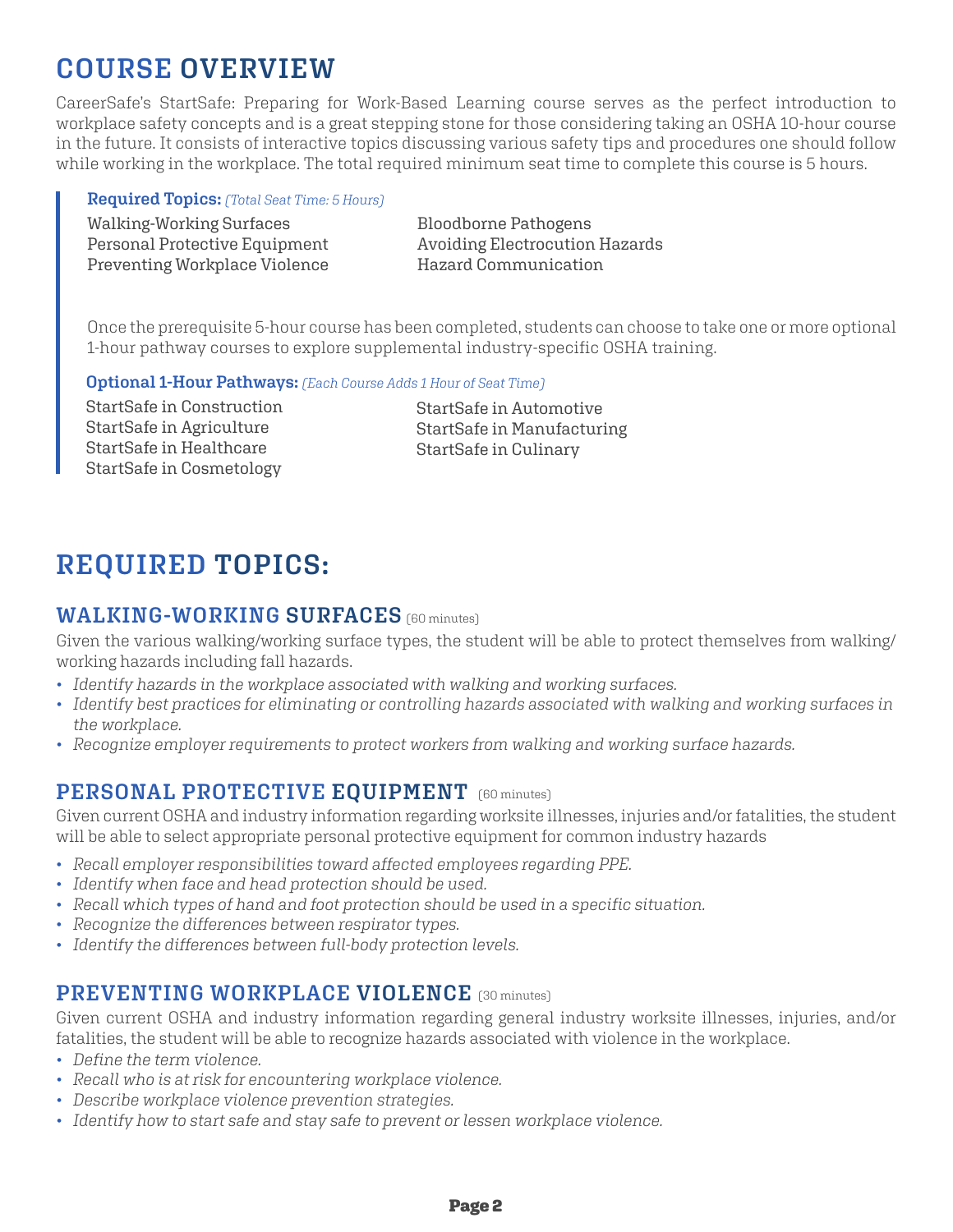# COURSE OVERVIEW

CareerSafe's StartSafe: Preparing for Work-Based Learning course serves as the perfect introduction to workplace safety concepts and is a great stepping stone for those considering taking an OSHA 10-hour course in the future. It consists of interactive topics discussing various safety tips and procedures one should follow while working in the workplace. The total required minimum seat time to complete this course is 5 hours.

**Required Topics:** *(Total Seat Time: 5 Hours)*

- Walking-Working Surfaces
- Personal Protective Equipment
- Preventing Workplace Violence
- Bloodborne Pathogens
- Avoiding Electrocution Hazards
- Hazard Communication

Once the prerequisite 5-hour course has been completed, students can choose to take one or more optional 1-hour pathway courses to explore supplemental industry-specific OSHA training.

**Optional 1-Hour Pathways:** *(Each Course Adds 1 Hour of Seat Time)*

- StartSafe in Construction
- StartSafe in Agriculture
- StartSafe in Healthcare
- StartSafe in Cosmetology
- StartSafe in Automotive
- StartSafe in Manufacturing
- StartSafe in Culinary

# REQUIRED TOPICS:

## WALKING-WORKING SURFACES (60 minutes)

Given the various walking/working surface types, the student will be able to protect themselves from walking/working hazards including fall hazards.

- *Identify hazards in the workplace associated with walking and working surfaces.*
- *Identify best practices for eliminating or controlling hazards associated with walking and working surfaces in the workplace.*
- *Recognize employer requirements to protect workers from walking and working surface hazards.*

## PERSONAL PROTECTIVE EQUIPMENT (60 minutes)

Given current OSHA and industry information regarding worksite illnesses, injuries and/or fatalities, the student will be able to select appropriate personal protective equipment for common industry hazards

- *Recall employer responsibilities toward affected employees regarding PPE.*
- *Identify when face and head protection should be used.*
- *Recall which types of hand and foot protection should be used in a specific situation.*
- *Recognize the differences between respirator types.*
- *Identify the differences between full-body protection levels.*

## PREVENTING WORKPLACE VIOLENCE (30 minutes)

Given current OSHA and industry information regarding general industry worksite illnesses, injuries, and/or fatalities, the student will be able to recognize hazards associated with violence in the workplace.

- *Define the term violence.*
- *Recall who is at risk for encountering workplace violence.*
- *Describe workplace violence prevention strategies.*
- *Identify how to start safe and stay safe to prevent or lessen workplace violence.*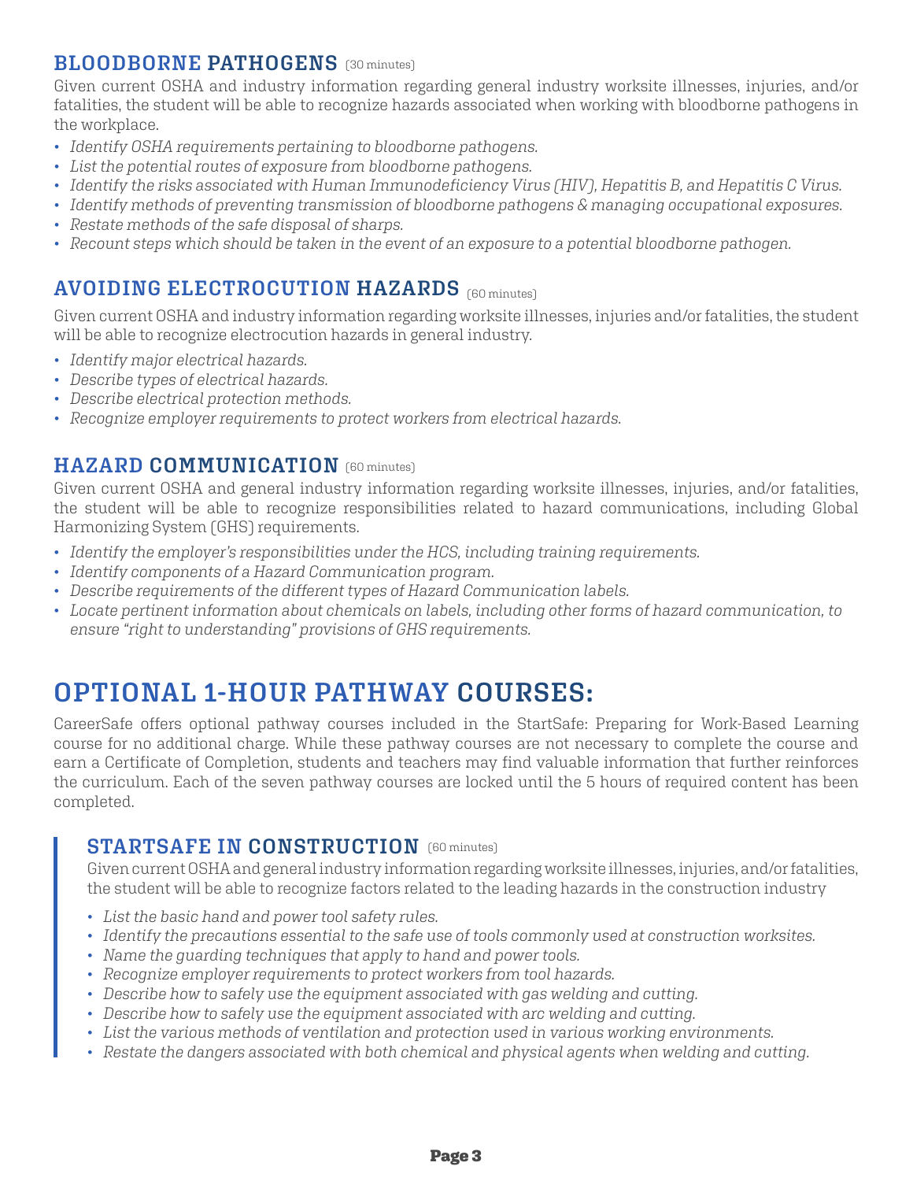## BLOODBORNE PATHOGENS (30 minutes)

Given current OSHA and industry information regarding general industry worksite illnesses, injuries, and/or fatalities, the student will be able to recognize hazards associated when working with bloodborne pathogens in the workplace.

- *Identify OSHA requirements pertaining to bloodborne pathogens.*
- *List the potential routes of exposure from bloodborne pathogens.*
- *Identify the risks associated with Human Immunodeficiency Virus (HIV), Hepatitis B, and Hepatitis C Virus.*
- *Identify methods of preventing transmission of bloodborne pathogens & managing occupational exposures.*
- *Restate methods of the safe disposal of sharps.*
- *Recount steps which should be taken in the event of an exposure to a potential bloodborne pathogen.*

## AVOIDING ELECTROCUTION HAZARDS (60 minutes)

Given current OSHA and industry information regarding worksite illnesses, injuries and/or fatalities, the student will be able to recognize electrocution hazards in general industry.

- *Identify major electrical hazards.*
- *Describe types of electrical hazards.*
- *Describe electrical protection methods.*
- *Recognize employer requirements to protect workers from electrical hazards.*

## HAZARD COMMUNICATION (60 minutes)

Given current OSHA and general industry information regarding worksite illnesses, injuries, and/or fatalities, the student will be able to recognize responsibilities related to hazard communications, including Global Harmonizing System (GHS) requirements.

- *Identify the employer's responsibilities under the HCS, including training requirements.*
- *Identify components of a Hazard Communication program.*
- *Describe requirements of the different types of Hazard Communication labels.*
- *Locate pertinent information about chemicals on labels, including other forms of hazard communication, to ensure "right to understanding" provisions of GHS requirements.*

# OPTIONAL 1-HOUR PATHWAY COURSES:

CareerSafe offers optional pathway courses included in the StartSafe: Preparing for Work-Based Learning course for no additional charge. While these pathway courses are not necessary to complete the course and earn a Certificate of Completion, students and teachers may find valuable information that further reinforces the curriculum. Each of the seven pathway courses are locked until the 5 hours of required content has been completed.

### STARTSAFE IN CONSTRUCTION (60 minutes)

Given current OSHA and general industry information regarding worksite illnesses, injuries, and/or fatalities, the student will be able to recognize factors related to the leading hazards in the construction industry

- *List the basic hand and power tool safety rules.*
- *Identify the precautions essential to the safe use of tools commonly used at construction worksites.*
- *Name the guarding techniques that apply to hand and power tools.*
- *Recognize employer requirements to protect workers from tool hazards.*
- *Describe how to safely use the equipment associated with gas welding and cutting.*
- *Describe how to safely use the equipment associated with arc welding and cutting.*
- *List the various methods of ventilation and protection used in various working environments.*
- *Restate the dangers associated with both chemical and physical agents when welding and cutting.*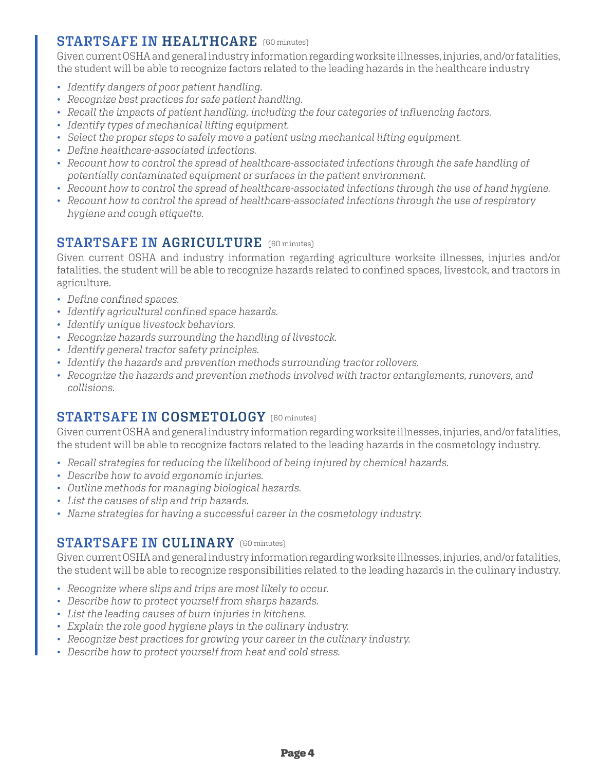## STARTSAFE IN HEALTHCARE (60 minutes)

Given current OSHA and general industry information regarding worksite illnesses, injuries, and/or fatalities, the student will be able to recognize factors related to the leading hazards in the healthcare industry

- *Identify dangers of poor patient handling.*
- *Recognize best practices for safe patient handling.*
- *Recall the impacts of patient handling, including the four categories of influencing factors.*
- *Identify types of mechanical lifting equipment.*
- *Select the proper steps to safely move a patient using mechanical lifting equipment.*
- *Define healthcare-associated infections.*
- *Recount how to control the spread of healthcare-associated infections through the safe handling of potentially contaminated equipment or surfaces in the patient environment.*
- *Recount how to control the spread of healthcare-associated infections through the use of hand hygiene.*
- *Recount how to control the spread of healthcare-associated infections through the use of respiratory hygiene and cough etiquette.*

## STARTSAFE IN AGRICULTURE (60 minutes)

Given current OSHA and industry information regarding agriculture worksite illnesses, injuries and/or fatalities, the student will be able to recognize hazards related to confined spaces, livestock, and tractors in agriculture.

- *Define confined spaces.*
- *Identify agricultural confined space hazards.*
- *Identify unique livestock behaviors.*
- *Recognize hazards surrounding the handling of livestock.*
- *Identify general tractor safety principles.*
- *Identify the hazards and prevention methods surrounding tractor rollovers.*
- *Recognize the hazards and prevention methods involved with tractor entanglements, runovers, and collisions.*

## STARTSAFE IN COSMETOLOGY (60 minutes)

Given current OSHA and general industry information regarding worksite illnesses, injuries, and/or fatalities, the student will be able to recognize factors related to the leading hazards in the cosmetology industry.

- *Recall strategies for reducing the likelihood of being injured by chemical hazards.*
- *Describe how to avoid ergonomic injuries.*
- *Outline methods for managing biological hazards.*
- *List the causes of slip and trip hazards.*
- *Name strategies for having a successful career in the cosmetology industry.*

## STARTSAFE IN CULINARY (60 minutes)

Given current OSHA and general industry information regarding worksite illnesses, injuries, and/or fatalities, the student will be able to recognize responsibilities related to the leading hazards in the culinary industry.

- *Recognize where slips and trips are most likely to occur.*
- *Describe how to protect yourself from sharps hazards.*
- *List the leading causes of burn injuries in kitchens.*
- *Explain the role good hygiene plays in the culinary industry.*
- *Recognize best practices for growing your career in the culinary industry.*
- *Describe how to protect yourself from heat and cold stress.*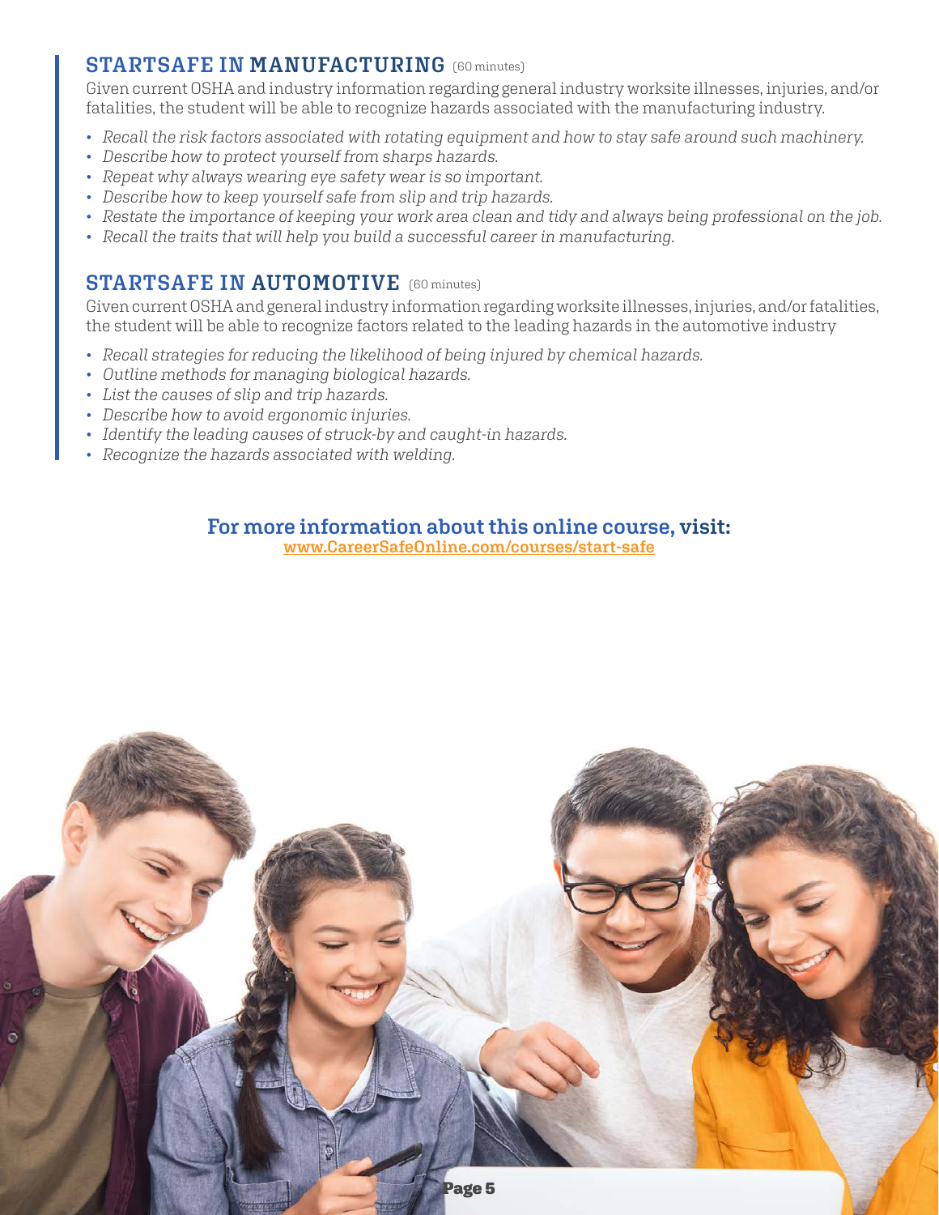## STARTSAFE IN MANUFACTURING (60 minutes)

Given current OSHA and industry information regarding general industry worksite illnesses, injuries, and/or fatalities, the student will be able to recognize hazards associated with the manufacturing industry.

- *Recall the risk factors associated with rotating equipment and how to stay safe around such machinery.*
- *Describe how to protect yourself from sharps hazards.*
- *Repeat why always wearing eye safety wear is so important.*
- *Describe how to keep yourself safe from slip and trip hazards.*
- *Restate the importance of keeping your work area clean and tidy and always being professional on the job.*
- *Recall the traits that will help you build a successful career in manufacturing.*

## STARTSAFE IN AUTOMOTIVE (60 minutes)

Given current OSHA and general industry information regarding worksite illnesses, injuries, and/or fatalities, the student will be able to recognize factors related to the leading hazards in the automotive industry

- *Recall strategies for reducing the likelihood of being injured by chemical hazards.*
- *Outline methods for managing biological hazards.*
- *List the causes of slip and trip hazards.*
- *Describe how to avoid ergonomic injuries.*
- *Identify the leading causes of struck-by and caught-in hazards.*
- *Recognize the hazards associated with welding.*

**For more information about this online course, visit:**
**www.CareerSafeOnline.com/courses/start-safe**